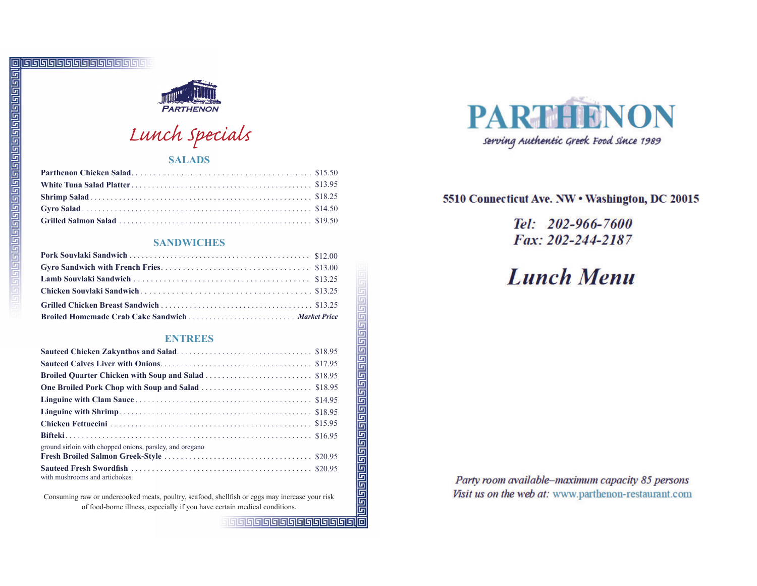PARTHENON

# Lunch Specials

## SALADS

| Item | Price |
|---|---|
| **Parthenon Chicken Salad** | $15.50 |
| **White Tuna Salad Platter** | $13.95 |
| **Shrimp Salad** | $18.25 |
| **Gyro Salad** | $14.50 |
| **Grilled Salmon Salad** | $19.50 |

## SANDWICHES

| Item | Price |
|---|---|
| **Pork Souvlaki Sandwich** | $12.00 |
| **Gyro Sandwich with French Fries** | $13.00 |
| **Lamb Souvlaki Sandwich** | $13.25 |
| **Chicken Souvlaki Sandwich** | $13.25 |
| **Grilled Chicken Breast Sandwich** | $13.25 |
| **Broiled Homemade Crab Cake Sandwich** | *Market Price* |

## ENTREES

| Item | Price |
|---|---|
| **Sauteed Chicken Zakynthos and Salad** | $18.95 |
| **Sauteed Calves Liver with Onions** | $17.95 |
| **Broiled Quarter Chicken with Soup and Salad** | $18.95 |
| **One Broiled Pork Chop with Soup and Salad** | $18.95 |
| **Linguine with Clam Sauce** | $14.95 |
| **Linguine with Shrimp** | $18.95 |
| **Chicken Fettuccini** | $15.95 |
| **Bifteki**<br>ground sirloin with chopped onions, parsley, and oregano | $16.95 |
| **Fresh Broiled Salmon Greek-Style** | $20.95 |
| **Sauteed Fresh Swordfish**<br>with mushrooms and artichokes | $20.95 |

Consuming raw or undercooked meats, poultry, seafood, shellfish or eggs may increase your risk of food-borne illness, especially if you have certain medical conditions.

# PARTHENON

*Serving Authentic Greek Food Since 1989*

**5510 Connecticut Ave. NW • Washington, DC 20015**

***Tel: 202-966-7600***
***Fax: 202-244-2187***

# *Lunch Menu*

*Party room available–maximum capacity 85 persons*
*Visit us on the web at:* www.parthenon-restaurant.com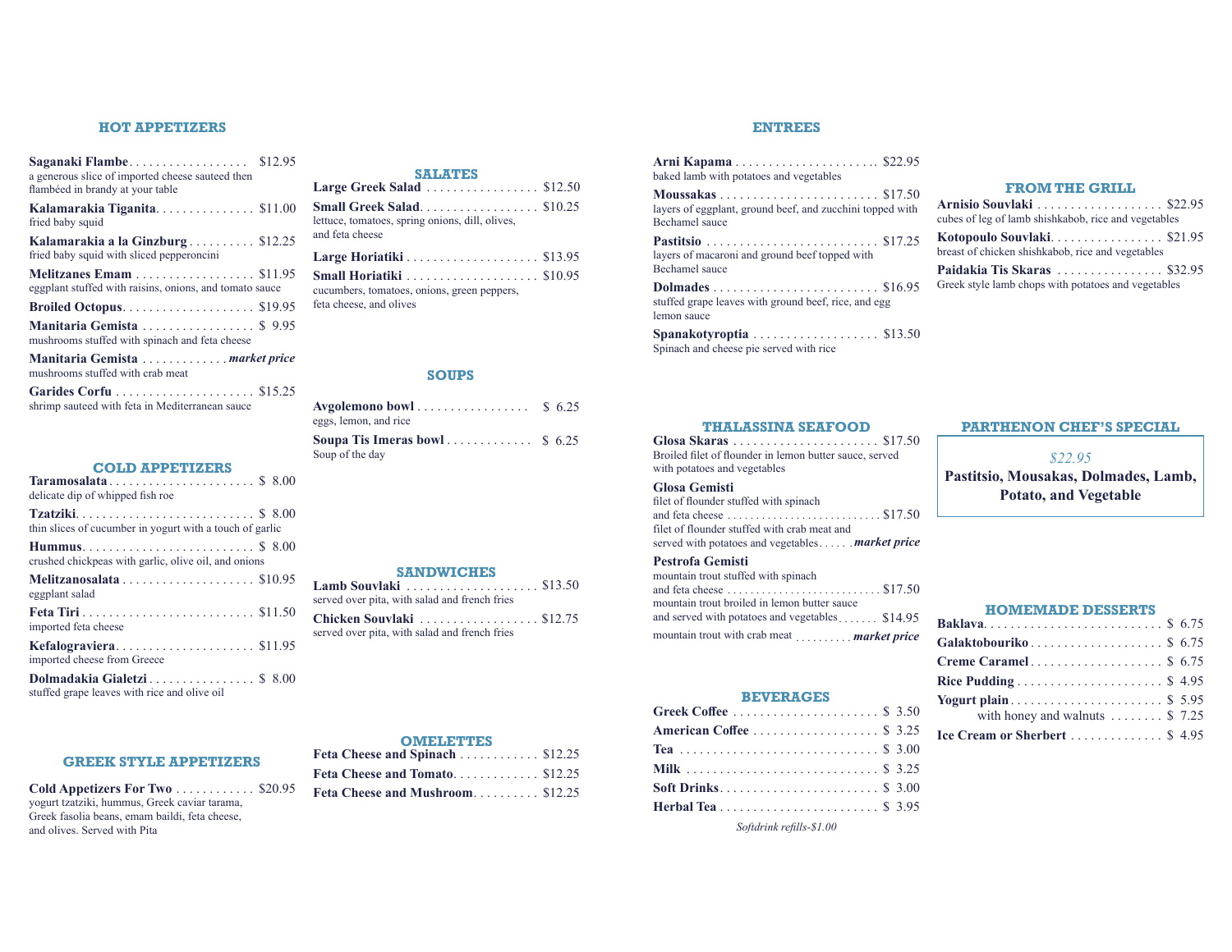## HOT APPETIZERS

**Saganaki Flambe** .................. $12.95
a generous slice of imported cheese sauteed then flambéed in brandy at your table

**Kalamarakia Tiganita** .............. $11.00
fried baby squid

**Kalamarakia a la Ginzburg** .......... $12.25
fried baby squid with sliced pepperoncini

**Melitzanes Emam** .................. $11.95
eggplant stuffed with raisins, onions, and tomato sauce

**Broiled Octopus** .................... $19.95

**Manitaria Gemista** ................. $ 9.95
mushrooms stuffed with spinach and feta cheese

**Manitaria Gemista** ............ *market price*
mushrooms stuffed with crab meat

**Garides Corfu** ..................... $15.25
shrimp sauteed with feta in Mediterranean sauce

## COLD APPETIZERS

**Taramosalata** ...................... $ 8.00
delicate dip of whipped fish roe

**Tzatziki** ........................... $ 8.00
thin slices of cucumber in yogurt with a touch of garlic

**Hummus** .......................... $ 8.00
crushed chickpeas with garlic, olive oil, and onions

**Melitzanosalata** .................... $10.95
eggplant salad

**Feta Tiri** .......................... $11.50
imported feta cheese

**Kefalograviera** ..................... $11.95
imported cheese from Greece

**Dolmadakia Gialetzi** ................ $ 8.00
stuffed grape leaves with rice and olive oil

## GREEK STYLE APPETIZERS

**Cold Appetizers For Two** ............ $20.95
yogurt tzatziki, hummus, Greek caviar tarama, Greek fasolia beans, emam baildi, feta cheese, and olives. Served with Pita

## SALATES

**Large Greek Salad** ................. $12.50

**Small Greek Salad** .................. $10.25
lettuce, tomatoes, spring onions, dill, olives, and feta cheese

**Large Horiatiki** .................... $13.95

**Small Horiatiki** .................... $10.95
cucumbers, tomatoes, onions, green peppers, feta cheese, and olives

## SOUPS

**Avgolemono bowl** ................. $ 6.25
eggs, lemon, and rice

**Soupa Tis Imeras bowl** ............. $ 6.25
Soup of the day

## SANDWICHES

**Lamb Souvlaki** .................... $13.50
served over pita, with salad and french fries

**Chicken Souvlaki** .................. $12.75
served over pita, with salad and french fries

## OMELETTES

**Feta Cheese and Spinach** ............ $12.25

**Feta Cheese and Tomato** ............. $12.25

**Feta Cheese and Mushroom** .......... $12.25

## ENTREES

**Arni Kapama** ...................... $22.95
baked lamb with potatoes and vegetables

**Moussakas** ........................ $17.50
layers of eggplant, ground beef, and zucchini topped with Bechamel sauce

**Pastitsio** .......................... $17.25
layers of macaroni and ground beef topped with Bechamel sauce

**Dolmades** ......................... $16.95
stuffed grape leaves with ground beef, rice, and egg lemon sauce

**Spanakotyroptia** ................... $13.50
Spinach and cheese pie served with rice

## THALASSINA SEAFOOD

**Glosa Skaras** ...................... $17.50
Broiled filet of flounder in lemon butter sauce, served with potatoes and vegetables

**Glosa Gemisti**
filet of flounder stuffed with spinach and feta cheese .......................... $17.50
filet of flounder stuffed with crab meat and served with potatoes and vegetables...... *market price*

**Pestrofa Gemisti**
mountain trout stuffed with spinach and feta cheese .......................... $17.50
mountain trout broiled in lemon butter sauce and served with potatoes and vegetables....... $14.95
mountain trout with crab meat .......... *market price*

## BEVERAGES

**Greek Coffee** ...................... $ 3.50

**American Coffee** ................... $ 3.25

**Tea** .............................. $ 3.00

**Milk** ............................. $ 3.25

**Soft Drinks** ........................ $ 3.00

**Herbal Tea** ........................ $ 3.95

*Softdrink refills-$1.00*

## FROM THE GRILL

**Arnisio Souvlaki** ................... $22.95
cubes of leg of lamb shishkabob, rice and vegetables

**Kotopoulo Souvlaki** ................. $21.95
breast of chicken shishkabob, rice and vegetables

**Paidakia Tis Skaras** ................ $32.95
Greek style lamb chops with potatoes and vegetables

## PARTHENON CHEF'S SPECIAL

*$22.95*

**Pastitsio, Mousakas, Dolmades, Lamb, Potato, and Vegetable**

## HOMEMADE DESSERTS

**Baklava** ........................... $ 6.75

**Galaktobouriko** .................... $ 6.75

**Creme Caramel** .................... $ 6.75

**Rice Pudding** ...................... $ 4.95

**Yogurt plain** ....................... $ 5.95
with honey and walnuts ........ $ 7.25

**Ice Cream or Sherbert** .............. $ 4.95